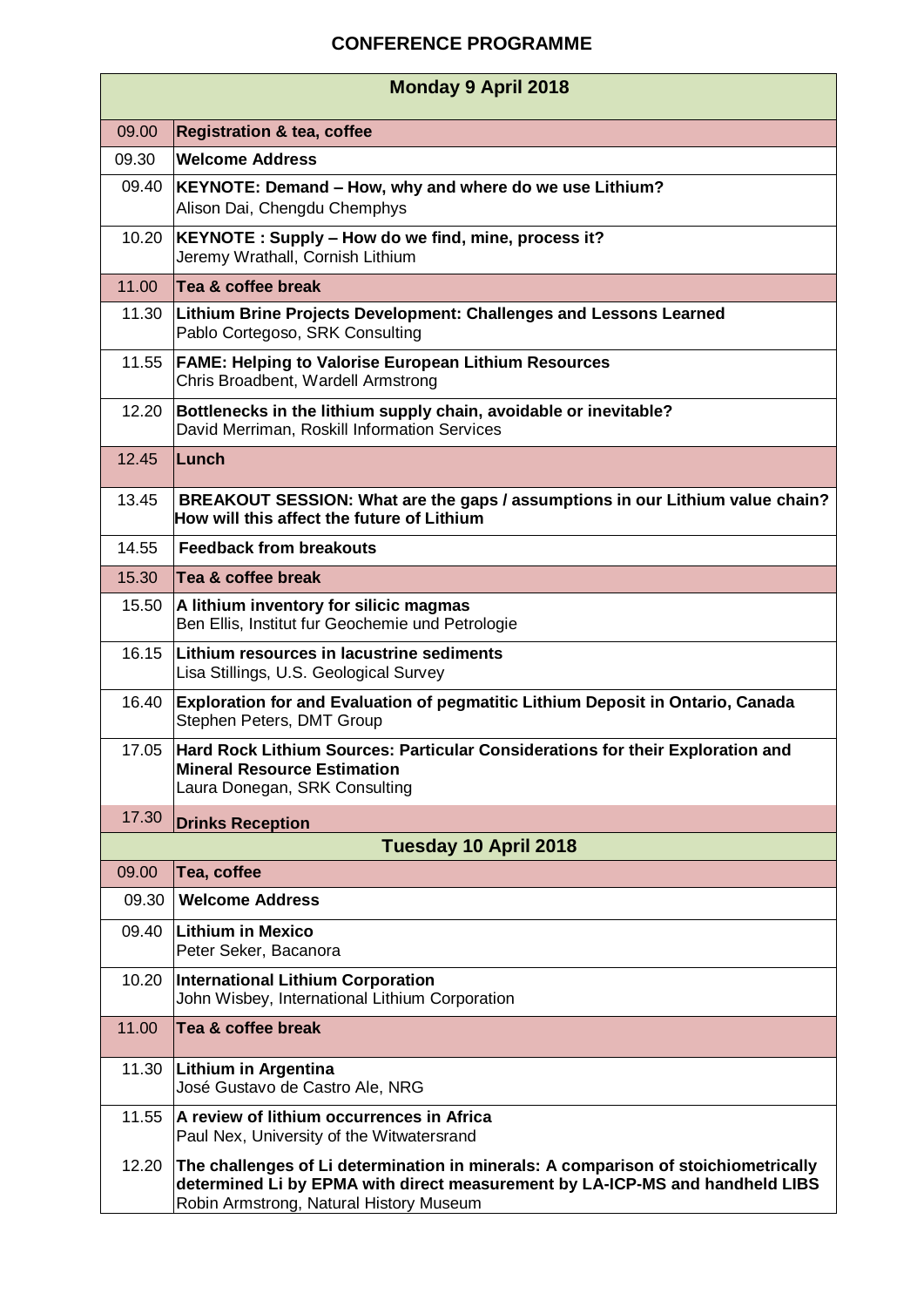# CONFERENCE PROGRAMME

| Monday 9 April 2018 | |
|---|---|
| 09.00 | **Registration & tea, coffee** |
| 09.30 | **Welcome Address** |
| 09.40 | **KEYNOTE: Demand – How, why and where do we use Lithium?**<br>Alison Dai, Chengdu Chemphys |
| 10.20 | **KEYNOTE : Supply – How do we find, mine, process it?**<br>Jeremy Wrathall, Cornish Lithium |
| 11.00 | **Tea & coffee break** |
| 11.30 | **Lithium Brine Projects Development: Challenges and Lessons Learned**<br>Pablo Cortegoso, SRK Consulting |
| 11.55 | **FAME: Helping to Valorise European Lithium Resources**<br>Chris Broadbent, Wardell Armstrong |
| 12.20 | **Bottlenecks in the lithium supply chain, avoidable or inevitable?**<br>David Merriman, Roskill Information Services |
| 12.45 | **Lunch** |
| 13.45 | **BREAKOUT SESSION: What are the gaps / assumptions in our Lithium value chain? How will this affect the future of Lithium** |
| 14.55 | **Feedback from breakouts** |
| 15.30 | **Tea & coffee break** |
| 15.50 | **A lithium inventory for silicic magmas**<br>Ben Ellis, Institut fur Geochemie und Petrologie |
| 16.15 | **Lithium resources in lacustrine sediments**<br>Lisa Stillings, U.S. Geological Survey |
| 16.40 | **Exploration for and Evaluation of pegmatitic Lithium Deposit in Ontario, Canada**<br>Stephen Peters, DMT Group |
| 17.05 | **Hard Rock Lithium Sources: Particular Considerations for their Exploration and Mineral Resource Estimation**<br>Laura Donegan, SRK Consulting |
| 17.30 | **Drinks Reception** |
| **Tuesday 10 April 2018** | |
| 09.00 | **Tea, coffee** |
| 09.30 | **Welcome Address** |
| 09.40 | **Lithium in Mexico**<br>Peter Seker, Bacanora |
| 10.20 | **International Lithium Corporation**<br>John Wisbey, International Lithium Corporation |
| 11.00 | **Tea & coffee break** |
| 11.30 | **Lithium in Argentina**<br>José Gustavo de Castro Ale, NRG |
| 11.55 | **A review of lithium occurrences in Africa**<br>Paul Nex, University of the Witwatersrand |
| 12.20 | **The challenges of Li determination in minerals: A comparison of stoichiometrically determined Li by EPMA with direct measurement by LA-ICP-MS and handheld LIBS**<br>Robin Armstrong, Natural History Museum |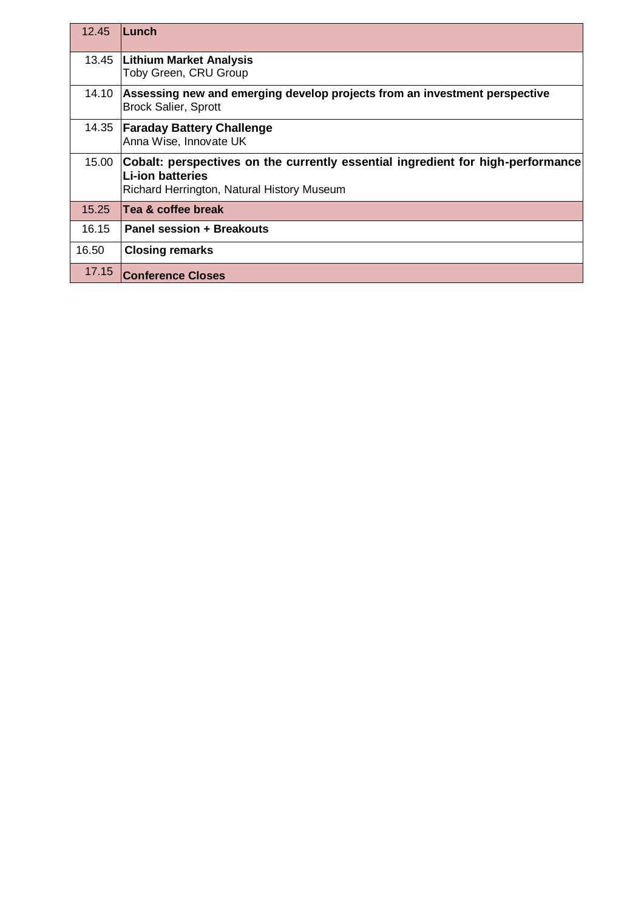| | |
|---|---|
| 12.45 | **Lunch** |
| 13.45 | **Lithium Market Analysis**<br>Toby Green, CRU Group |
| 14.10 | **Assessing new and emerging develop projects from an investment perspective**<br>Brock Salier, Sprott |
| 14.35 | **Faraday Battery Challenge**<br>Anna Wise, Innovate UK |
| 15.00 | **Cobalt: perspectives on the currently essential ingredient for high-performance Li-ion batteries**<br>Richard Herrington, Natural History Museum |
| 15.25 | **Tea & coffee break** |
| 16.15 | **Panel session + Breakouts** |
| 16.50 | **Closing remarks** |
| 17.15 | **Conference Closes** |